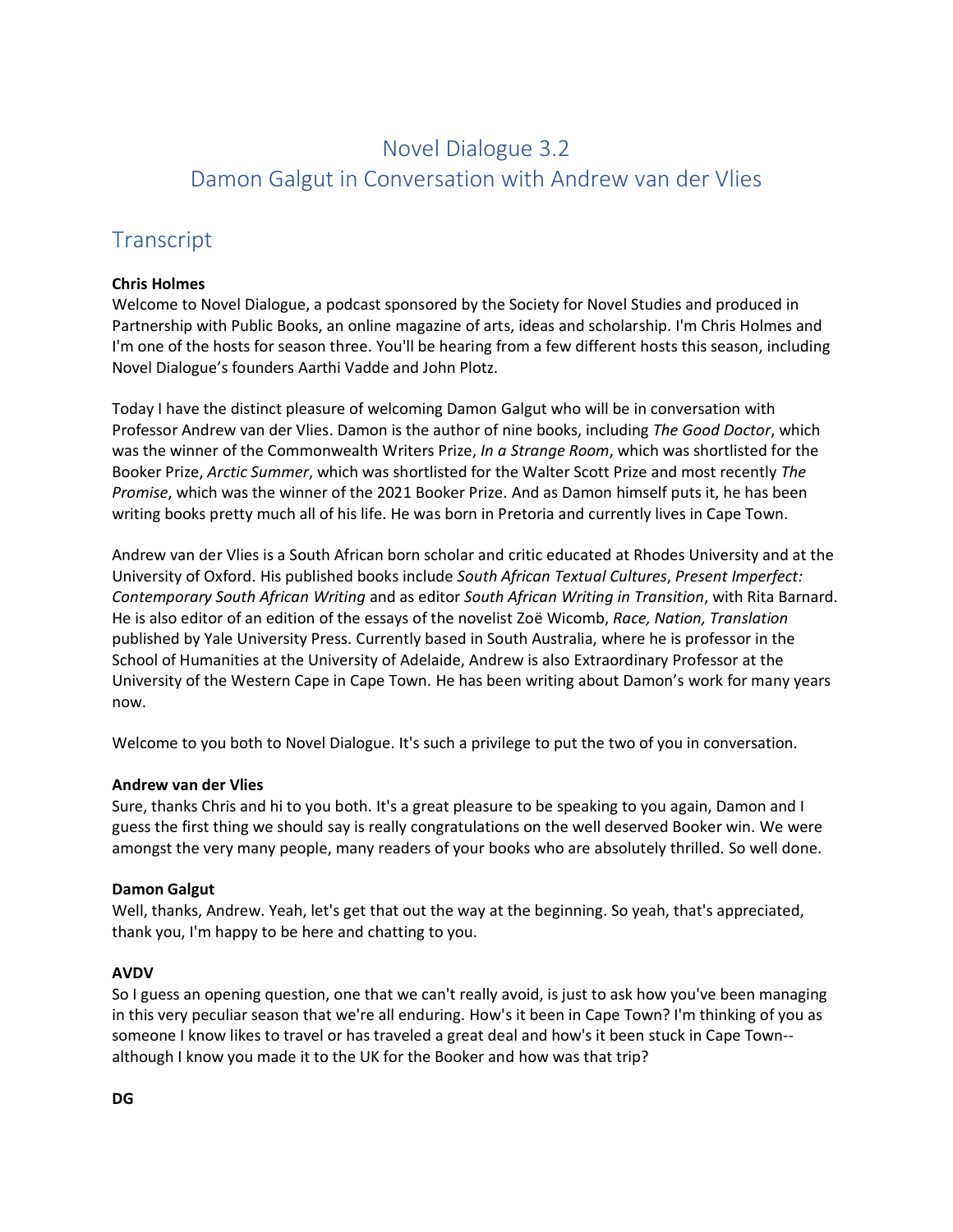# Novel Dialogue 3.2
# Damon Galgut in Conversation with Andrew van der Vlies

## Transcript

**Chris Holmes**
Welcome to Novel Dialogue, a podcast sponsored by the Society for Novel Studies and produced in Partnership with Public Books, an online magazine of arts, ideas and scholarship. I'm Chris Holmes and I'm one of the hosts for season three. You'll be hearing from a few different hosts this season, including Novel Dialogue's founders Aarthi Vadde and John Plotz.

Today I have the distinct pleasure of welcoming Damon Galgut who will be in conversation with Professor Andrew van der Vlies. Damon is the author of nine books, including *The Good Doctor*, which was the winner of the Commonwealth Writers Prize, *In a Strange Room*, which was shortlisted for the Booker Prize, *Arctic Summer*, which was shortlisted for the Walter Scott Prize and most recently *The Promise*, which was the winner of the 2021 Booker Prize. And as Damon himself puts it, he has been writing books pretty much all of his life. He was born in Pretoria and currently lives in Cape Town.

Andrew van der Vlies is a South African born scholar and critic educated at Rhodes University and at the University of Oxford. His published books include *South African Textual Cultures*, *Present Imperfect: Contemporary South African Writing* and as editor *South African Writing in Transition*, with Rita Barnard. He is also editor of an edition of the essays of the novelist Zoë Wicomb, *Race, Nation, Translation* published by Yale University Press. Currently based in South Australia, where he is professor in the School of Humanities at the University of Adelaide, Andrew is also Extraordinary Professor at the University of the Western Cape in Cape Town. He has been writing about Damon's work for many years now.

Welcome to you both to Novel Dialogue. It's such a privilege to put the two of you in conversation.

**Andrew van der Vlies**
Sure, thanks Chris and hi to you both. It's a great pleasure to be speaking to you again, Damon and I guess the first thing we should say is really congratulations on the well deserved Booker win. We were amongst the very many people, many readers of your books who are absolutely thrilled. So well done.

**Damon Galgut**
Well, thanks, Andrew. Yeah, let's get that out the way at the beginning. So yeah, that's appreciated, thank you, I'm happy to be here and chatting to you.

**AVDV**
So I guess an opening question, one that we can't really avoid, is just to ask how you've been managing in this very peculiar season that we're all enduring. How's it been in Cape Town? I'm thinking of you as someone I know likes to travel or has traveled a great deal and how's it been stuck in Cape Town--although I know you made it to the UK for the Booker and how was that trip?

**DG**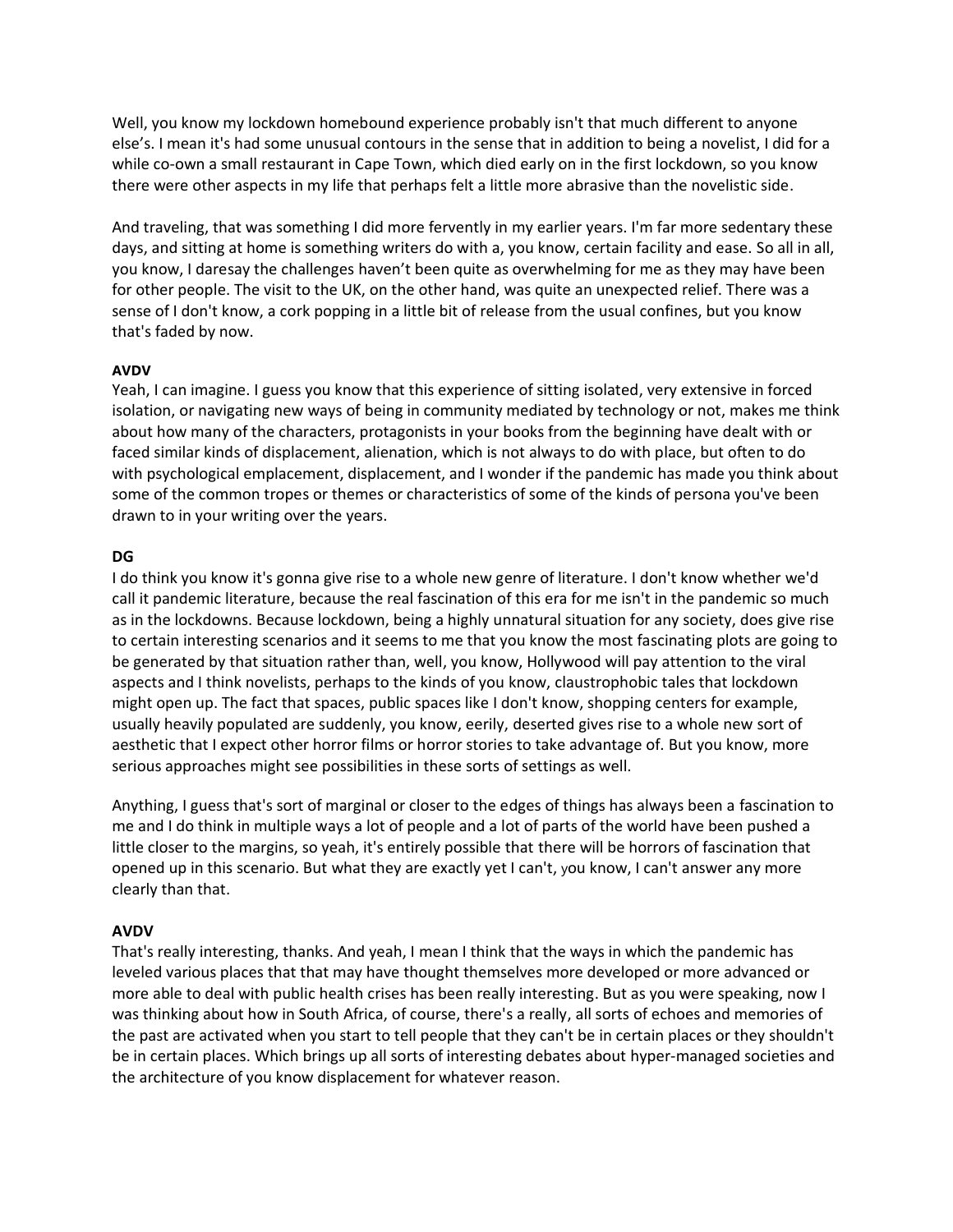Well, you know my lockdown homebound experience probably isn't that much different to anyone else's. I mean it's had some unusual contours in the sense that in addition to being a novelist, I did for a while co-own a small restaurant in Cape Town, which died early on in the first lockdown, so you know there were other aspects in my life that perhaps felt a little more abrasive than the novelistic side.

And traveling, that was something I did more fervently in my earlier years. I'm far more sedentary these days, and sitting at home is something writers do with a, you know, certain facility and ease. So all in all, you know, I daresay the challenges haven't been quite as overwhelming for me as they may have been for other people. The visit to the UK, on the other hand, was quite an unexpected relief. There was a sense of I don't know, a cork popping in a little bit of release from the usual confines, but you know that's faded by now.

**AVDV**
Yeah, I can imagine. I guess you know that this experience of sitting isolated, very extensive in forced isolation, or navigating new ways of being in community mediated by technology or not, makes me think about how many of the characters, protagonists in your books from the beginning have dealt with or faced similar kinds of displacement, alienation, which is not always to do with place, but often to do with psychological emplacement, displacement, and I wonder if the pandemic has made you think about some of the common tropes or themes or characteristics of some of the kinds of persona you've been drawn to in your writing over the years.

**DG**
I do think you know it's gonna give rise to a whole new genre of literature. I don't know whether we'd call it pandemic literature, because the real fascination of this era for me isn't in the pandemic so much as in the lockdowns. Because lockdown, being a highly unnatural situation for any society, does give rise to certain interesting scenarios and it seems to me that you know the most fascinating plots are going to be generated by that situation rather than, well, you know, Hollywood will pay attention to the viral aspects and I think novelists, perhaps to the kinds of you know, claustrophobic tales that lockdown might open up. The fact that spaces, public spaces like I don't know, shopping centers for example, usually heavily populated are suddenly, you know, eerily, deserted gives rise to a whole new sort of aesthetic that I expect other horror films or horror stories to take advantage of. But you know, more serious approaches might see possibilities in these sorts of settings as well.

Anything, I guess that's sort of marginal or closer to the edges of things has always been a fascination to me and I do think in multiple ways a lot of people and a lot of parts of the world have been pushed a little closer to the margins, so yeah, it's entirely possible that there will be horrors of fascination that opened up in this scenario. But what they are exactly yet I can't, you know, I can't answer any more clearly than that.

**AVDV**
That's really interesting, thanks. And yeah, I mean I think that the ways in which the pandemic has leveled various places that that may have thought themselves more developed or more advanced or more able to deal with public health crises has been really interesting. But as you were speaking, now I was thinking about how in South Africa, of course, there's a really, all sorts of echoes and memories of the past are activated when you start to tell people that they can't be in certain places or they shouldn't be in certain places. Which brings up all sorts of interesting debates about hyper-managed societies and the architecture of you know displacement for whatever reason.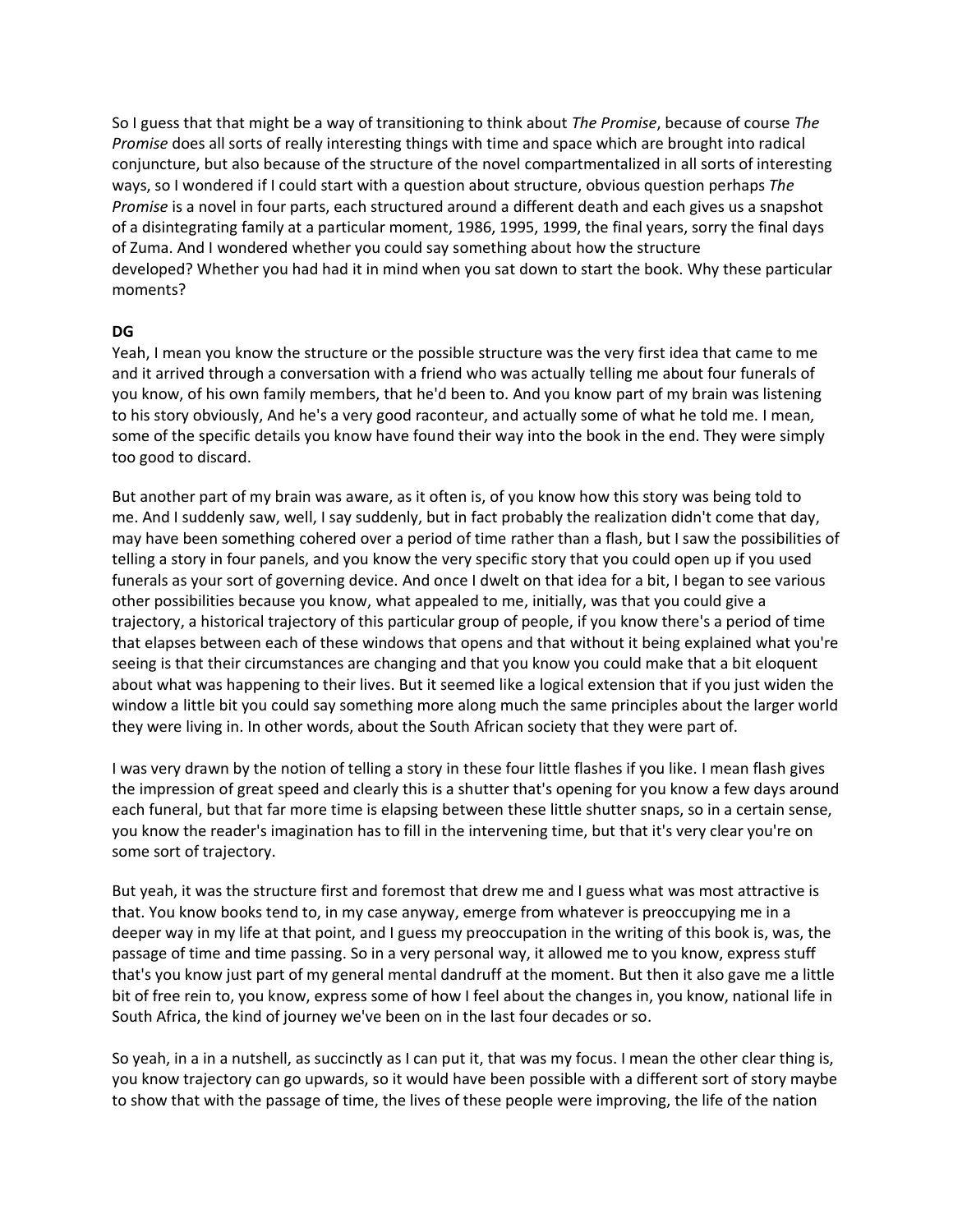So I guess that that might be a way of transitioning to think about *The Promise*, because of course *The Promise* does all sorts of really interesting things with time and space which are brought into radical conjuncture, but also because of the structure of the novel compartmentalized in all sorts of interesting ways, so I wondered if I could start with a question about structure, obvious question perhaps *The Promise* is a novel in four parts, each structured around a different death and each gives us a snapshot of a disintegrating family at a particular moment, 1986, 1995, 1999, the final years, sorry the final days of Zuma. And I wondered whether you could say something about how the structure developed? Whether you had had it in mind when you sat down to start the book. Why these particular moments?

**DG**

Yeah, I mean you know the structure or the possible structure was the very first idea that came to me and it arrived through a conversation with a friend who was actually telling me about four funerals of you know, of his own family members, that he'd been to. And you know part of my brain was listening to his story obviously, And he's a very good raconteur, and actually some of what he told me. I mean, some of the specific details you know have found their way into the book in the end. They were simply too good to discard.

But another part of my brain was aware, as it often is, of you know how this story was being told to me. And I suddenly saw, well, I say suddenly, but in fact probably the realization didn't come that day, may have been something cohered over a period of time rather than a flash, but I saw the possibilities of telling a story in four panels, and you know the very specific story that you could open up if you used funerals as your sort of governing device. And once I dwelt on that idea for a bit, I began to see various other possibilities because you know, what appealed to me, initially, was that you could give a trajectory, a historical trajectory of this particular group of people, if you know there's a period of time that elapses between each of these windows that opens and that without it being explained what you're seeing is that their circumstances are changing and that you know you could make that a bit eloquent about what was happening to their lives. But it seemed like a logical extension that if you just widen the window a little bit you could say something more along much the same principles about the larger world they were living in. In other words, about the South African society that they were part of.

I was very drawn by the notion of telling a story in these four little flashes if you like. I mean flash gives the impression of great speed and clearly this is a shutter that's opening for you know a few days around each funeral, but that far more time is elapsing between these little shutter snaps, so in a certain sense, you know the reader's imagination has to fill in the intervening time, but that it's very clear you're on some sort of trajectory.

But yeah, it was the structure first and foremost that drew me and I guess what was most attractive is that. You know books tend to, in my case anyway, emerge from whatever is preoccupying me in a deeper way in my life at that point, and I guess my preoccupation in the writing of this book is, was, the passage of time and time passing. So in a very personal way, it allowed me to you know, express stuff that's you know just part of my general mental dandruff at the moment. But then it also gave me a little bit of free rein to, you know, express some of how I feel about the changes in, you know, national life in South Africa, the kind of journey we've been on in the last four decades or so.

So yeah, in a in a nutshell, as succinctly as I can put it, that was my focus. I mean the other clear thing is, you know trajectory can go upwards, so it would have been possible with a different sort of story maybe to show that with the passage of time, the lives of these people were improving, the life of the nation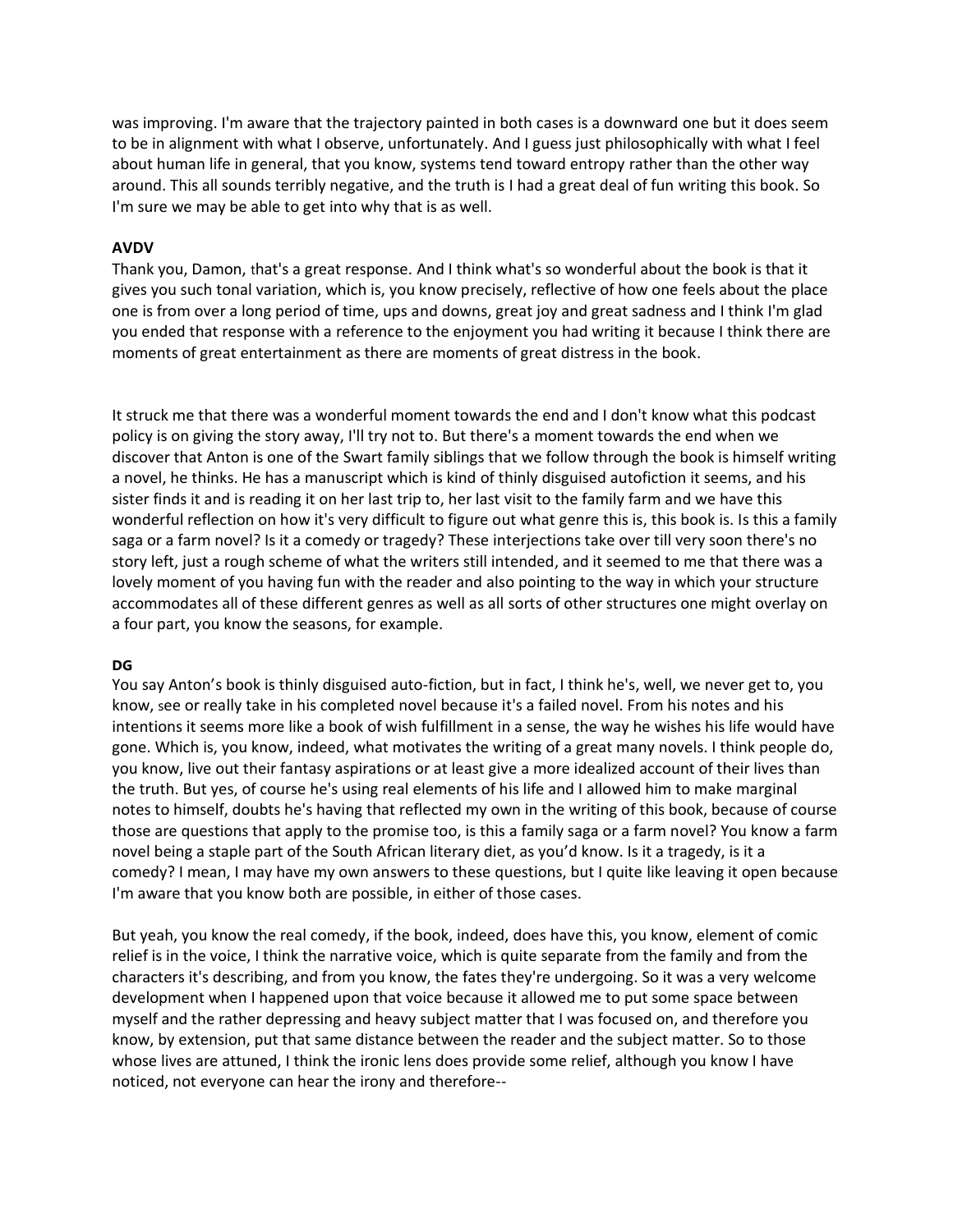was improving. I'm aware that the trajectory painted in both cases is a downward one but it does seem to be in alignment with what I observe, unfortunately. And I guess just philosophically with what I feel about human life in general, that you know, systems tend toward entropy rather than the other way around. This all sounds terribly negative, and the truth is I had a great deal of fun writing this book. So I'm sure we may be able to get into why that is as well.

**AVDV**

Thank you, Damon, that's a great response. And I think what's so wonderful about the book is that it gives you such tonal variation, which is, you know precisely, reflective of how one feels about the place one is from over a long period of time, ups and downs, great joy and great sadness and I think I'm glad you ended that response with a reference to the enjoyment you had writing it because I think there are moments of great entertainment as there are moments of great distress in the book.

It struck me that there was a wonderful moment towards the end and I don't know what this podcast policy is on giving the story away, I'll try not to. But there's a moment towards the end when we discover that Anton is one of the Swart family siblings that we follow through the book is himself writing a novel, he thinks. He has a manuscript which is kind of thinly disguised autofiction it seems, and his sister finds it and is reading it on her last trip to, her last visit to the family farm and we have this wonderful reflection on how it's very difficult to figure out what genre this is, this book is. Is this a family saga or a farm novel? Is it a comedy or tragedy? These interjections take over till very soon there's no story left, just a rough scheme of what the writers still intended, and it seemed to me that there was a lovely moment of you having fun with the reader and also pointing to the way in which your structure accommodates all of these different genres as well as all sorts of other structures one might overlay on a four part, you know the seasons, for example.

**DG**

You say Anton's book is thinly disguised auto-fiction, but in fact, I think he's, well, we never get to, you know, see or really take in his completed novel because it's a failed novel. From his notes and his intentions it seems more like a book of wish fulfillment in a sense, the way he wishes his life would have gone. Which is, you know, indeed, what motivates the writing of a great many novels. I think people do, you know, live out their fantasy aspirations or at least give a more idealized account of their lives than the truth. But yes, of course he's using real elements of his life and I allowed him to make marginal notes to himself, doubts he's having that reflected my own in the writing of this book, because of course those are questions that apply to the promise too, is this a family saga or a farm novel? You know a farm novel being a staple part of the South African literary diet, as you'd know. Is it a tragedy, is it a comedy? I mean, I may have my own answers to these questions, but I quite like leaving it open because I'm aware that you know both are possible, in either of those cases.

But yeah, you know the real comedy, if the book, indeed, does have this, you know, element of comic relief is in the voice, I think the narrative voice, which is quite separate from the family and from the characters it's describing, and from you know, the fates they're undergoing. So it was a very welcome development when I happened upon that voice because it allowed me to put some space between myself and the rather depressing and heavy subject matter that I was focused on, and therefore you know, by extension, put that same distance between the reader and the subject matter. So to those whose lives are attuned, I think the ironic lens does provide some relief, although you know I have noticed, not everyone can hear the irony and therefore--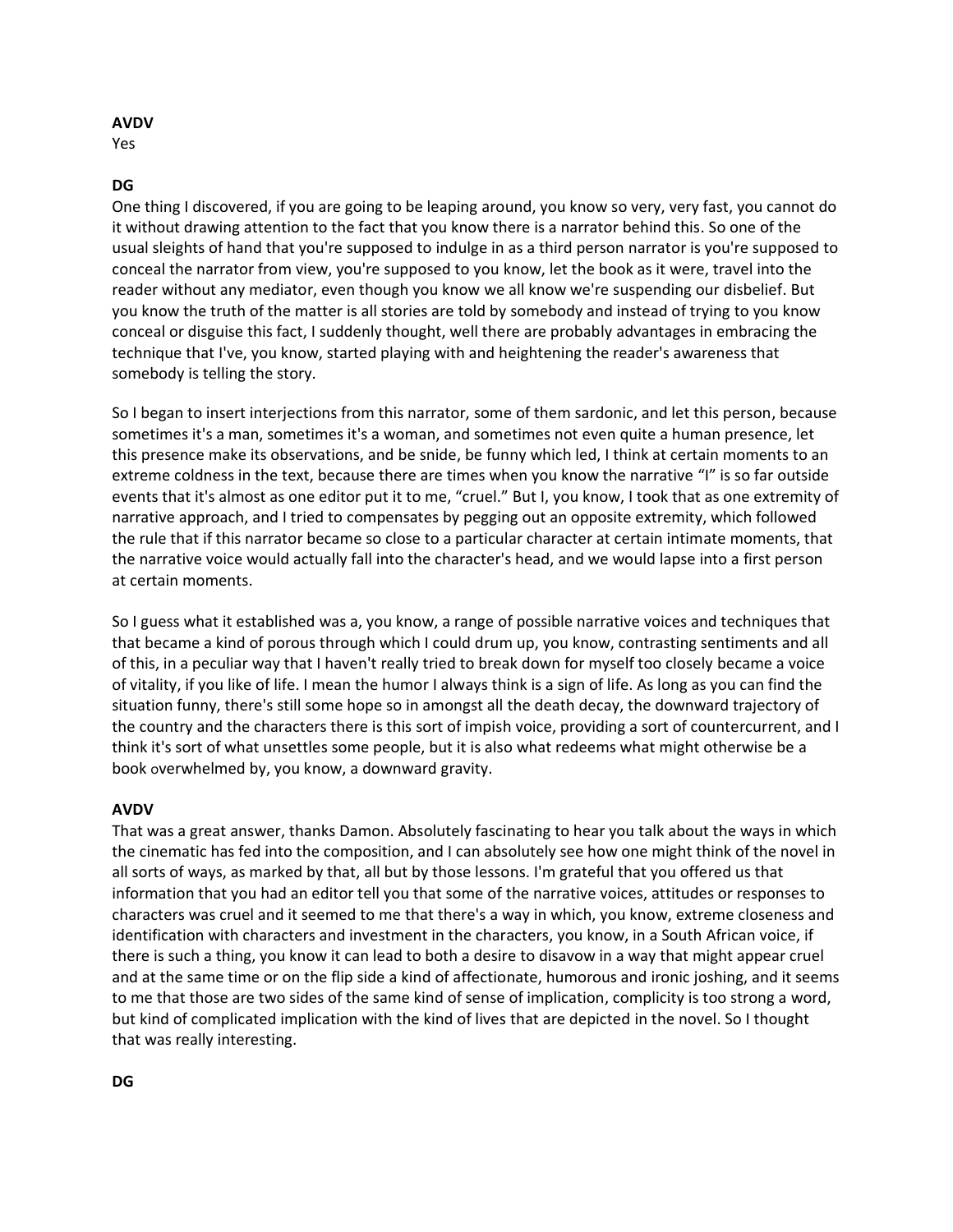**AVDV**
Yes

**DG**
One thing I discovered, if you are going to be leaping around, you know so very, very fast, you cannot do it without drawing attention to the fact that you know there is a narrator behind this. So one of the usual sleights of hand that you're supposed to indulge in as a third person narrator is you're supposed to conceal the narrator from view, you're supposed to you know, let the book as it were, travel into the reader without any mediator, even though you know we all know we're suspending our disbelief. But you know the truth of the matter is all stories are told by somebody and instead of trying to you know conceal or disguise this fact, I suddenly thought, well there are probably advantages in embracing the technique that I've, you know, started playing with and heightening the reader's awareness that somebody is telling the story.

So I began to insert interjections from this narrator, some of them sardonic, and let this person, because sometimes it's a man, sometimes it's a woman, and sometimes not even quite a human presence, let this presence make its observations, and be snide, be funny which led, I think at certain moments to an extreme coldness in the text, because there are times when you know the narrative "I" is so far outside events that it's almost as one editor put it to me, "cruel." But I, you know, I took that as one extremity of narrative approach, and I tried to compensates by pegging out an opposite extremity, which followed the rule that if this narrator became so close to a particular character at certain intimate moments, that the narrative voice would actually fall into the character's head, and we would lapse into a first person at certain moments.

So I guess what it established was a, you know, a range of possible narrative voices and techniques that that became a kind of porous through which I could drum up, you know, contrasting sentiments and all of this, in a peculiar way that I haven't really tried to break down for myself too closely became a voice of vitality, if you like of life. I mean the humor I always think is a sign of life. As long as you can find the situation funny, there's still some hope so in amongst all the death decay, the downward trajectory of the country and the characters there is this sort of impish voice, providing a sort of countercurrent, and I think it's sort of what unsettles some people, but it is also what redeems what might otherwise be a book overwhelmed by, you know, a downward gravity.

**AVDV**
That was a great answer, thanks Damon. Absolutely fascinating to hear you talk about the ways in which the cinematic has fed into the composition, and I can absolutely see how one might think of the novel in all sorts of ways, as marked by that, all but by those lessons. I'm grateful that you offered us that information that you had an editor tell you that some of the narrative voices, attitudes or responses to characters was cruel and it seemed to me that there's a way in which, you know, extreme closeness and identification with characters and investment in the characters, you know, in a South African voice, if there is such a thing, you know it can lead to both a desire to disavow in a way that might appear cruel and at the same time or on the flip side a kind of affectionate, humorous and ironic joshing, and it seems to me that those are two sides of the same kind of sense of implication, complicity is too strong a word, but kind of complicated implication with the kind of lives that are depicted in the novel. So I thought that was really interesting.

**DG**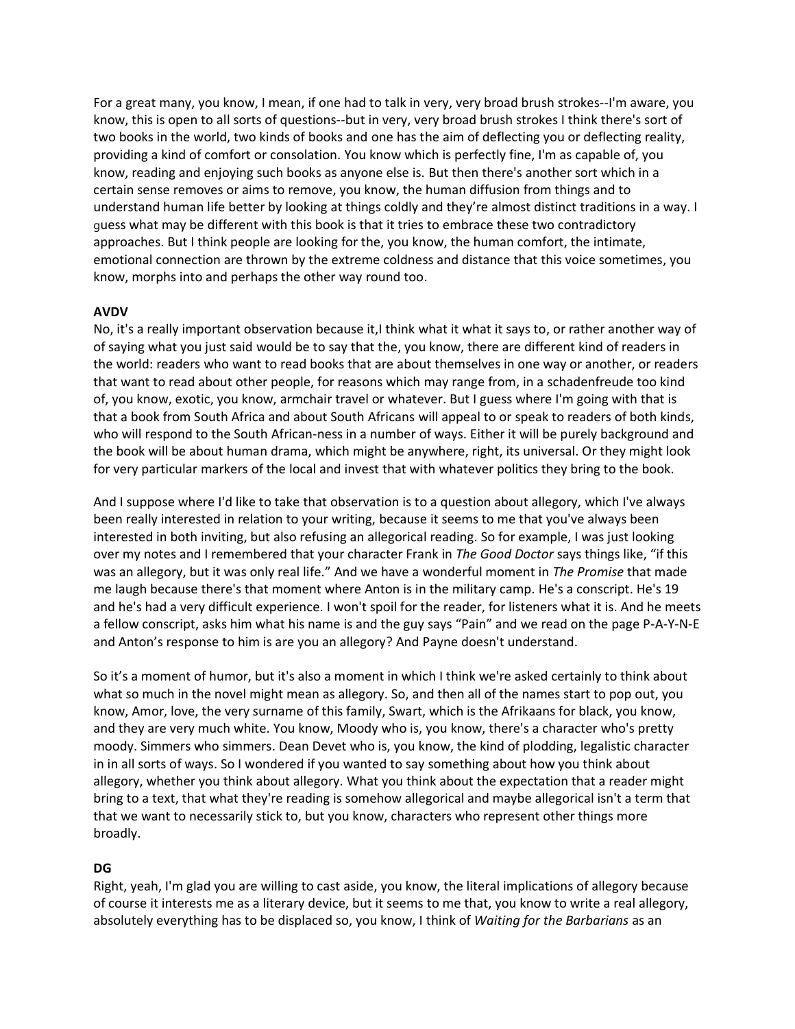For a great many, you know, I mean, if one had to talk in very, very broad brush strokes--I'm aware, you know, this is open to all sorts of questions--but in very, very broad brush strokes I think there's sort of two books in the world, two kinds of books and one has the aim of deflecting you or deflecting reality, providing a kind of comfort or consolation. You know which is perfectly fine, I'm as capable of, you know, reading and enjoying such books as anyone else is. But then there's another sort which in a certain sense removes or aims to remove, you know, the human diffusion from things and to understand human life better by looking at things coldly and they're almost distinct traditions in a way. I guess what may be different with this book is that it tries to embrace these two contradictory approaches. But I think people are looking for the, you know, the human comfort, the intimate, emotional connection are thrown by the extreme coldness and distance that this voice sometimes, you know, morphs into and perhaps the other way round too.

**AVDV**

No, it's a really important observation because it,I think what it what it says to, or rather another way of of saying what you just said would be to say that the, you know, there are different kind of readers in the world: readers who want to read books that are about themselves in one way or another, or readers that want to read about other people, for reasons which may range from, in a schadenfreude too kind of, you know, exotic, you know, armchair travel or whatever. But I guess where I'm going with that is that a book from South Africa and about South Africans will appeal to or speak to readers of both kinds, who will respond to the South African-ness in a number of ways. Either it will be purely background and the book will be about human drama, which might be anywhere, right, its universal. Or they might look for very particular markers of the local and invest that with whatever politics they bring to the book.

And I suppose where I'd like to take that observation is to a question about allegory, which I've always been really interested in relation to your writing, because it seems to me that you've always been interested in both inviting, but also refusing an allegorical reading. So for example, I was just looking over my notes and I remembered that your character Frank in *The Good Doctor* says things like, "if this was an allegory, but it was only real life." And we have a wonderful moment in *The Promise* that made me laugh because there's that moment where Anton is in the military camp. He's a conscript. He's 19 and he's had a very difficult experience. I won't spoil for the reader, for listeners what it is. And he meets a fellow conscript, asks him what his name is and the guy says "Pain" and we read on the page P-A-Y-N-E and Anton's response to him is are you an allegory? And Payne doesn't understand.

So it's a moment of humor, but it's also a moment in which I think we're asked certainly to think about what so much in the novel might mean as allegory. So, and then all of the names start to pop out, you know, Amor, love, the very surname of this family, Swart, which is the Afrikaans for black, you know, and they are very much white. You know, Moody who is, you know, there's a character who's pretty moody. Simmers who simmers. Dean Devet who is, you know, the kind of plodding, legalistic character in in all sorts of ways. So I wondered if you wanted to say something about how you think about allegory, whether you think about allegory. What you think about the expectation that a reader might bring to a text, that what they're reading is somehow allegorical and maybe allegorical isn't a term that that we want to necessarily stick to, but you know, characters who represent other things more broadly.

**DG**

Right, yeah, I'm glad you are willing to cast aside, you know, the literal implications of allegory because of course it interests me as a literary device, but it seems to me that, you know to write a real allegory, absolutely everything has to be displaced so, you know, I think of *Waiting for the Barbarians* as an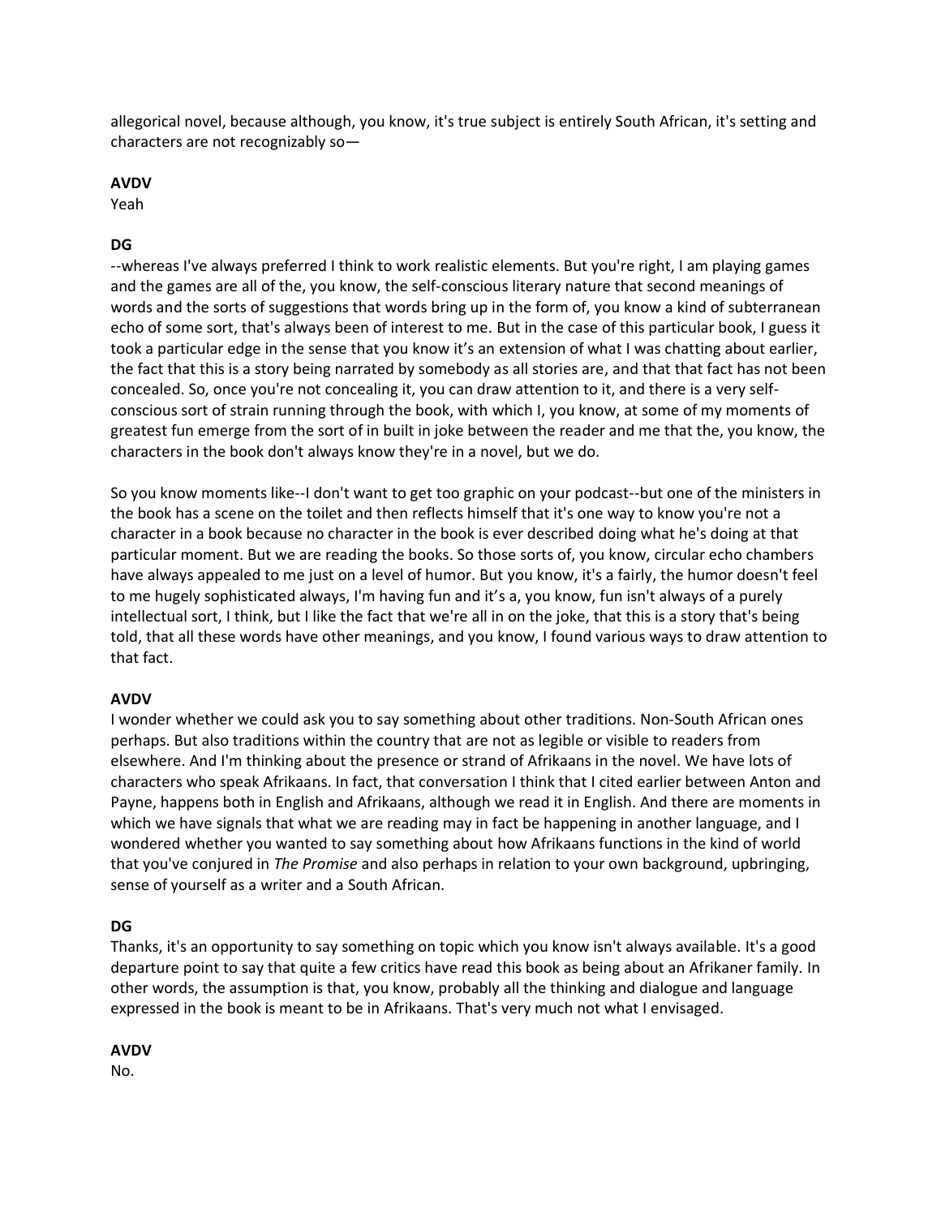allegorical novel, because although, you know, it's true subject is entirely South African, it's setting and characters are not recognizably so—

**AVDV**
Yeah

**DG**
--whereas I've always preferred I think to work realistic elements. But you're right, I am playing games and the games are all of the, you know, the self-conscious literary nature that second meanings of words and the sorts of suggestions that words bring up in the form of, you know a kind of subterranean echo of some sort, that's always been of interest to me. But in the case of this particular book, I guess it took a particular edge in the sense that you know it's an extension of what I was chatting about earlier, the fact that this is a story being narrated by somebody as all stories are, and that that fact has not been concealed. So, once you're not concealing it, you can draw attention to it, and there is a very self-conscious sort of strain running through the book, with which I, you know, at some of my moments of greatest fun emerge from the sort of in built in joke between the reader and me that the, you know, the characters in the book don't always know they're in a novel, but we do.

So you know moments like--I don't want to get too graphic on your podcast--but one of the ministers in the book has a scene on the toilet and then reflects himself that it's one way to know you're not a character in a book because no character in the book is ever described doing what he's doing at that particular moment. But we are reading the books. So those sorts of, you know, circular echo chambers have always appealed to me just on a level of humor. But you know, it's a fairly, the humor doesn't feel to me hugely sophisticated always, I'm having fun and it's a, you know, fun isn't always of a purely intellectual sort, I think, but I like the fact that we're all in on the joke, that this is a story that's being told, that all these words have other meanings, and you know, I found various ways to draw attention to that fact.

**AVDV**
I wonder whether we could ask you to say something about other traditions. Non-South African ones perhaps. But also traditions within the country that are not as legible or visible to readers from elsewhere. And I'm thinking about the presence or strand of Afrikaans in the novel. We have lots of characters who speak Afrikaans. In fact, that conversation I think that I cited earlier between Anton and Payne, happens both in English and Afrikaans, although we read it in English. And there are moments in which we have signals that what we are reading may in fact be happening in another language, and I wondered whether you wanted to say something about how Afrikaans functions in the kind of world that you've conjured in *The Promise* and also perhaps in relation to your own background, upbringing, sense of yourself as a writer and a South African.

**DG**
Thanks, it's an opportunity to say something on topic which you know isn't always available. It's a good departure point to say that quite a few critics have read this book as being about an Afrikaner family. In other words, the assumption is that, you know, probably all the thinking and dialogue and language expressed in the book is meant to be in Afrikaans. That's very much not what I envisaged.

**AVDV**
No.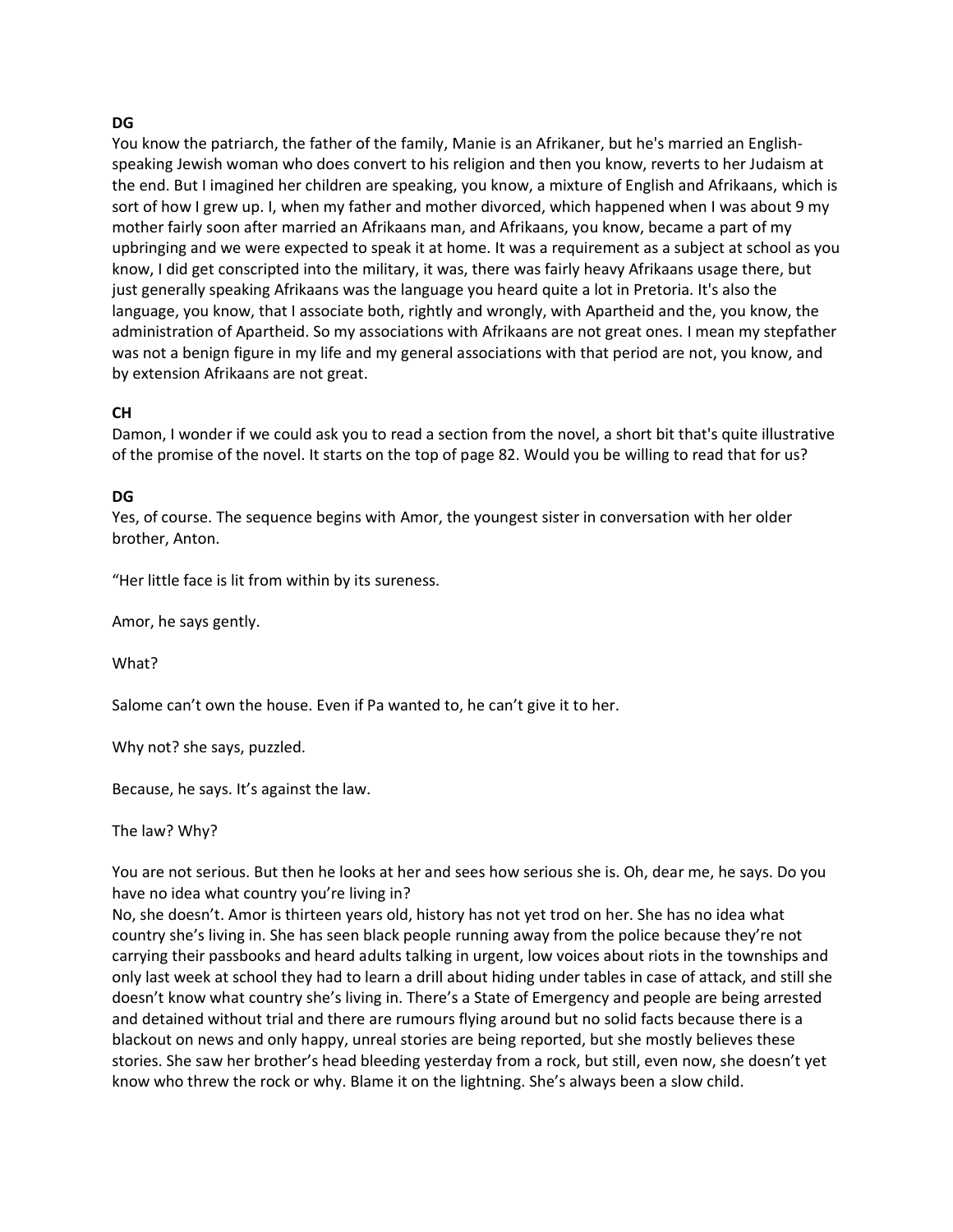**DG**

You know the patriarch, the father of the family, Manie is an Afrikaner, but he's married an English-speaking Jewish woman who does convert to his religion and then you know, reverts to her Judaism at the end. But I imagined her children are speaking, you know, a mixture of English and Afrikaans, which is sort of how I grew up. I, when my father and mother divorced, which happened when I was about 9 my mother fairly soon after married an Afrikaans man, and Afrikaans, you know, became a part of my upbringing and we were expected to speak it at home. It was a requirement as a subject at school as you know, I did get conscripted into the military, it was, there was fairly heavy Afrikaans usage there, but just generally speaking Afrikaans was the language you heard quite a lot in Pretoria. It's also the language, you know, that I associate both, rightly and wrongly, with Apartheid and the, you know, the administration of Apartheid. So my associations with Afrikaans are not great ones. I mean my stepfather was not a benign figure in my life and my general associations with that period are not, you know, and by extension Afrikaans are not great.

**CH**

Damon, I wonder if we could ask you to read a section from the novel, a short bit that's quite illustrative of the promise of the novel. It starts on the top of page 82. Would you be willing to read that for us?

**DG**

Yes, of course. The sequence begins with Amor, the youngest sister in conversation with her older brother, Anton.

"Her little face is lit from within by its sureness.

Amor, he says gently.

What?

Salome can't own the house. Even if Pa wanted to, he can't give it to her.

Why not? she says, puzzled.

Because, he says. It's against the law.

The law? Why?

You are not serious. But then he looks at her and sees how serious she is. Oh, dear me, he says. Do you have no idea what country you're living in?

No, she doesn't. Amor is thirteen years old, history has not yet trod on her. She has no idea what country she's living in. She has seen black people running away from the police because they're not carrying their passbooks and heard adults talking in urgent, low voices about riots in the townships and only last week at school they had to learn a drill about hiding under tables in case of attack, and still she doesn't know what country she's living in. There's a State of Emergency and people are being arrested and detained without trial and there are rumours flying around but no solid facts because there is a blackout on news and only happy, unreal stories are being reported, but she mostly believes these stories. She saw her brother's head bleeding yesterday from a rock, but still, even now, she doesn't yet know who threw the rock or why. Blame it on the lightning. She's always been a slow child.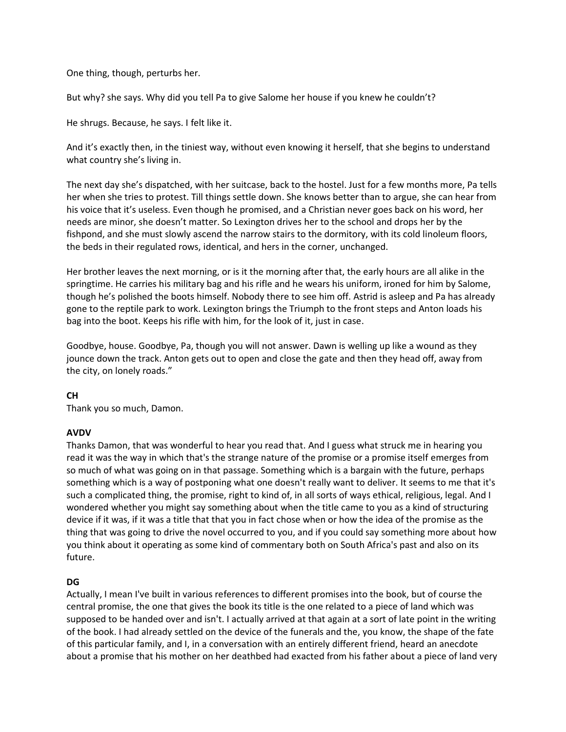One thing, though, perturbs her.

But why? she says. Why did you tell Pa to give Salome her house if you knew he couldn't?

He shrugs. Because, he says. I felt like it.

And it's exactly then, in the tiniest way, without even knowing it herself, that she begins to understand what country she's living in.

The next day she's dispatched, with her suitcase, back to the hostel. Just for a few months more, Pa tells her when she tries to protest. Till things settle down. She knows better than to argue, she can hear from his voice that it's useless. Even though he promised, and a Christian never goes back on his word, her needs are minor, she doesn't matter. So Lexington drives her to the school and drops her by the fishpond, and she must slowly ascend the narrow stairs to the dormitory, with its cold linoleum floors, the beds in their regulated rows, identical, and hers in the corner, unchanged.

Her brother leaves the next morning, or is it the morning after that, the early hours are all alike in the springtime. He carries his military bag and his rifle and he wears his uniform, ironed for him by Salome, though he's polished the boots himself. Nobody there to see him off. Astrid is asleep and Pa has already gone to the reptile park to work. Lexington brings the Triumph to the front steps and Anton loads his bag into the boot. Keeps his rifle with him, for the look of it, just in case.

Goodbye, house. Goodbye, Pa, though you will not answer. Dawn is welling up like a wound as they jounce down the track. Anton gets out to open and close the gate and then they head off, away from the city, on lonely roads."

**CH**
Thank you so much, Damon.

**AVDV**
Thanks Damon, that was wonderful to hear you read that. And I guess what struck me in hearing you read it was the way in which that's the strange nature of the promise or a promise itself emerges from so much of what was going on in that passage. Something which is a bargain with the future, perhaps something which is a way of postponing what one doesn't really want to deliver. It seems to me that it's such a complicated thing, the promise, right to kind of, in all sorts of ways ethical, religious, legal. And I wondered whether you might say something about when the title came to you as a kind of structuring device if it was, if it was a title that that you in fact chose when or how the idea of the promise as the thing that was going to drive the novel occurred to you, and if you could say something more about how you think about it operating as some kind of commentary both on South Africa's past and also on its future.

**DG**
Actually, I mean I've built in various references to different promises into the book, but of course the central promise, the one that gives the book its title is the one related to a piece of land which was supposed to be handed over and isn't. I actually arrived at that again at a sort of late point in the writing of the book. I had already settled on the device of the funerals and the, you know, the shape of the fate of this particular family, and I, in a conversation with an entirely different friend, heard an anecdote about a promise that his mother on her deathbed had exacted from his father about a piece of land very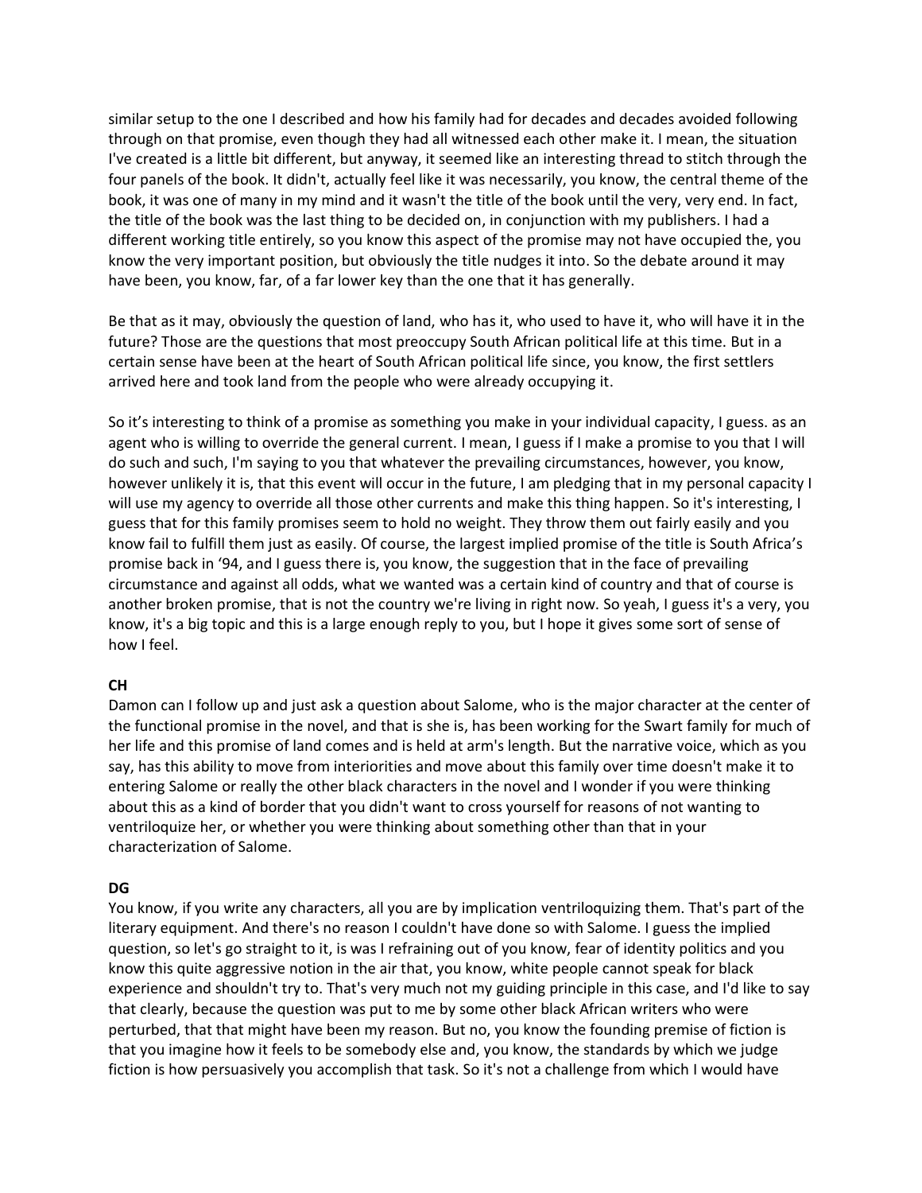similar setup to the one I described and how his family had for decades and decades avoided following through on that promise, even though they had all witnessed each other make it. I mean, the situation I've created is a little bit different, but anyway, it seemed like an interesting thread to stitch through the four panels of the book. It didn't, actually feel like it was necessarily, you know, the central theme of the book, it was one of many in my mind and it wasn't the title of the book until the very, very end. In fact, the title of the book was the last thing to be decided on, in conjunction with my publishers. I had a different working title entirely, so you know this aspect of the promise may not have occupied the, you know the very important position, but obviously the title nudges it into. So the debate around it may have been, you know, far, of a far lower key than the one that it has generally.

Be that as it may, obviously the question of land, who has it, who used to have it, who will have it in the future? Those are the questions that most preoccupy South African political life at this time. But in a certain sense have been at the heart of South African political life since, you know, the first settlers arrived here and took land from the people who were already occupying it.

So it's interesting to think of a promise as something you make in your individual capacity, I guess. as an agent who is willing to override the general current. I mean, I guess if I make a promise to you that I will do such and such, I'm saying to you that whatever the prevailing circumstances, however, you know, however unlikely it is, that this event will occur in the future, I am pledging that in my personal capacity I will use my agency to override all those other currents and make this thing happen. So it's interesting, I guess that for this family promises seem to hold no weight. They throw them out fairly easily and you know fail to fulfill them just as easily. Of course, the largest implied promise of the title is South Africa's promise back in '94, and I guess there is, you know, the suggestion that in the face of prevailing circumstance and against all odds, what we wanted was a certain kind of country and that of course is another broken promise, that is not the country we're living in right now. So yeah, I guess it's a very, you know, it's a big topic and this is a large enough reply to you, but I hope it gives some sort of sense of how I feel.

**CH**

Damon can I follow up and just ask a question about Salome, who is the major character at the center of the functional promise in the novel, and that is she is, has been working for the Swart family for much of her life and this promise of land comes and is held at arm's length. But the narrative voice, which as you say, has this ability to move from interiorities and move about this family over time doesn't make it to entering Salome or really the other black characters in the novel and I wonder if you were thinking about this as a kind of border that you didn't want to cross yourself for reasons of not wanting to ventriloquize her, or whether you were thinking about something other than that in your characterization of Salome.

**DG**

You know, if you write any characters, all you are by implication ventriloquizing them. That's part of the literary equipment. And there's no reason I couldn't have done so with Salome. I guess the implied question, so let's go straight to it, is was I refraining out of you know, fear of identity politics and you know this quite aggressive notion in the air that, you know, white people cannot speak for black experience and shouldn't try to. That's very much not my guiding principle in this case, and I'd like to say that clearly, because the question was put to me by some other black African writers who were perturbed, that that might have been my reason. But no, you know the founding premise of fiction is that you imagine how it feels to be somebody else and, you know, the standards by which we judge fiction is how persuasively you accomplish that task. So it's not a challenge from which I would have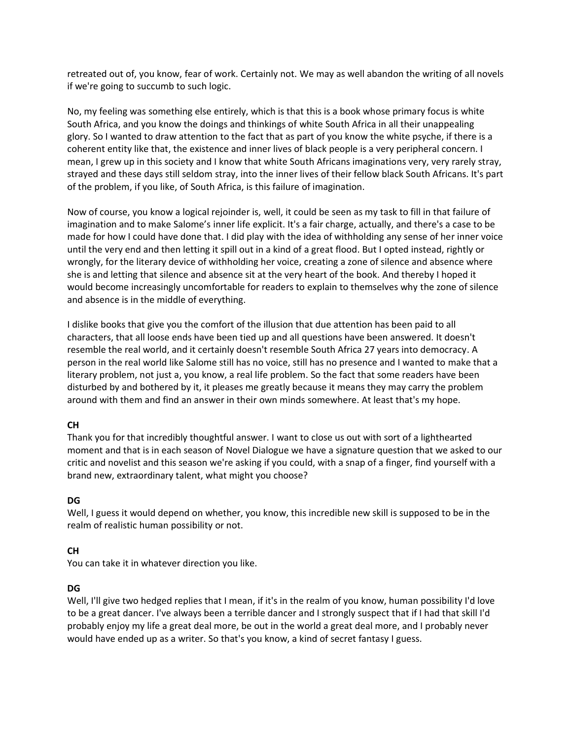retreated out of, you know, fear of work. Certainly not. We may as well abandon the writing of all novels if we're going to succumb to such logic.

No, my feeling was something else entirely, which is that this is a book whose primary focus is white South Africa, and you know the doings and thinkings of white South Africa in all their unappealing glory. So I wanted to draw attention to the fact that as part of you know the white psyche, if there is a coherent entity like that, the existence and inner lives of black people is a very peripheral concern. I mean, I grew up in this society and I know that white South Africans imaginations very, very rarely stray, strayed and these days still seldom stray, into the inner lives of their fellow black South Africans. It's part of the problem, if you like, of South Africa, is this failure of imagination.

Now of course, you know a logical rejoinder is, well, it could be seen as my task to fill in that failure of imagination and to make Salome's inner life explicit. It's a fair charge, actually, and there's a case to be made for how I could have done that. I did play with the idea of withholding any sense of her inner voice until the very end and then letting it spill out in a kind of a great flood. But I opted instead, rightly or wrongly, for the literary device of withholding her voice, creating a zone of silence and absence where she is and letting that silence and absence sit at the very heart of the book. And thereby I hoped it would become increasingly uncomfortable for readers to explain to themselves why the zone of silence and absence is in the middle of everything.

I dislike books that give you the comfort of the illusion that due attention has been paid to all characters, that all loose ends have been tied up and all questions have been answered. It doesn't resemble the real world, and it certainly doesn't resemble South Africa 27 years into democracy. A person in the real world like Salome still has no voice, still has no presence and I wanted to make that a literary problem, not just a, you know, a real life problem. So the fact that some readers have been disturbed by and bothered by it, it pleases me greatly because it means they may carry the problem around with them and find an answer in their own minds somewhere. At least that's my hope.

**CH**
Thank you for that incredibly thoughtful answer. I want to close us out with sort of a lighthearted moment and that is in each season of Novel Dialogue we have a signature question that we asked to our critic and novelist and this season we're asking if you could, with a snap of a finger, find yourself with a brand new, extraordinary talent, what might you choose?

**DG**
Well, I guess it would depend on whether, you know, this incredible new skill is supposed to be in the realm of realistic human possibility or not.

**CH**
You can take it in whatever direction you like.

**DG**
Well, I'll give two hedged replies that I mean, if it's in the realm of you know, human possibility I'd love to be a great dancer. I've always been a terrible dancer and I strongly suspect that if I had that skill I'd probably enjoy my life a great deal more, be out in the world a great deal more, and I probably never would have ended up as a writer. So that's you know, a kind of secret fantasy I guess.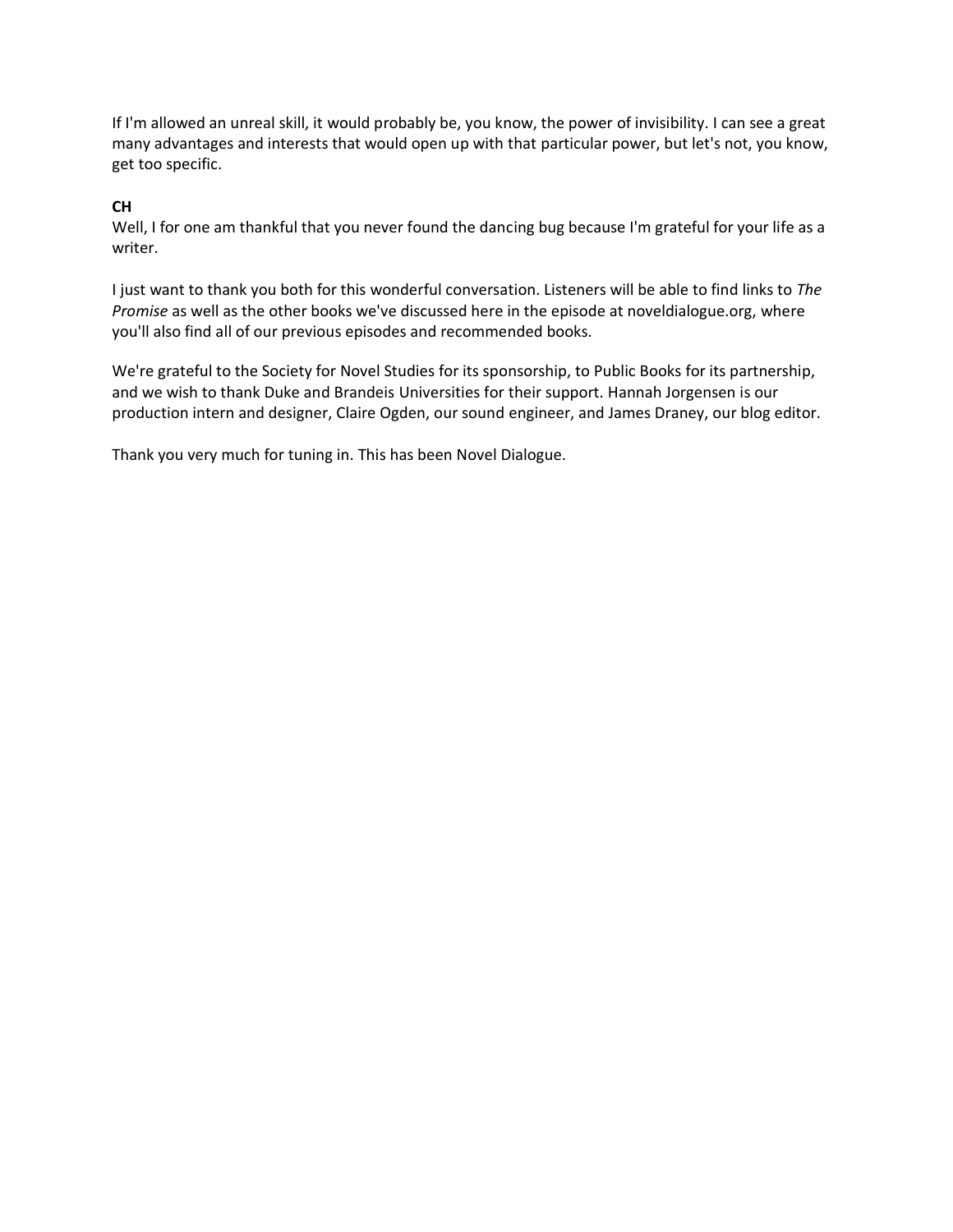If I'm allowed an unreal skill, it would probably be, you know, the power of invisibility. I can see a great many advantages and interests that would open up with that particular power, but let's not, you know, get too specific.

**CH**
Well, I for one am thankful that you never found the dancing bug because I'm grateful for your life as a writer.

I just want to thank you both for this wonderful conversation. Listeners will be able to find links to *The Promise* as well as the other books we've discussed here in the episode at noveldialogue.org, where you'll also find all of our previous episodes and recommended books.

We're grateful to the Society for Novel Studies for its sponsorship, to Public Books for its partnership, and we wish to thank Duke and Brandeis Universities for their support. Hannah Jorgensen is our production intern and designer, Claire Ogden, our sound engineer, and James Draney, our blog editor.

Thank you very much for tuning in. This has been Novel Dialogue.